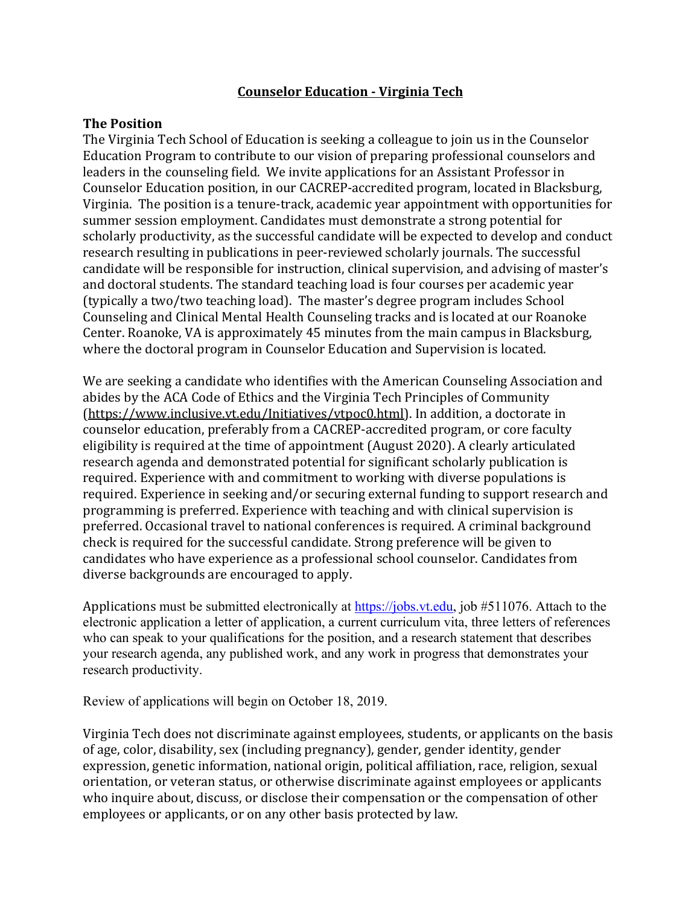# Counselor Education - Virginia Tech

## The Position

The Virginia Tech School of Education is seeking a colleague to join us in the Counselor Education Program to contribute to our vision of preparing professional counselors and leaders in the counseling field. We invite applications for an Assistant Professor in Counselor Education position, in our CACREP-accredited program, located in Blacksburg, Virginia. The position is a tenure-track, academic year appointment with opportunities for summer session employment. Candidates must demonstrate a strong potential for scholarly productivity, as the successful candidate will be expected to develop and conduct research resulting in publications in peer-reviewed scholarly journals. The successful candidate will be responsible for instruction, clinical supervision, and advising of master's and doctoral students. The standard teaching load is four courses per academic year (typically a two/two teaching load). The master's degree program includes School Counseling and Clinical Mental Health Counseling tracks and is located at our Roanoke Center. Roanoke, VA is approximately 45 minutes from the main campus in Blacksburg, where the doctoral program in Counselor Education and Supervision is located.

We are seeking a candidate who identifies with the American Counseling Association and abides by the ACA Code of Ethics and the Virginia Tech Principles of Community (https://www.inclusive.vt.edu/Initiatives/vtpoc0.html). In addition, a doctorate in counselor education, preferably from a CACREP-accredited program, or core faculty eligibility is required at the time of appointment (August 2020). A clearly articulated research agenda and demonstrated potential for significant scholarly publication is required. Experience with and commitment to working with diverse populations is required. Experience in seeking and/or securing external funding to support research and programming is preferred. Experience with teaching and with clinical supervision is preferred. Occasional travel to national conferences is required. A criminal background check is required for the successful candidate. Strong preference will be given to candidates who have experience as a professional school counselor. Candidates from diverse backgrounds are encouraged to apply.

Applications must be submitted electronically at https://jobs.vt.edu, job #511076. Attach to the electronic application a letter of application, a current curriculum vita, three letters of references who can speak to your qualifications for the position, and a research statement that describes your research agenda, any published work, and any work in progress that demonstrates your research productivity.

Review of applications will begin on October 18, 2019.

Virginia Tech does not discriminate against employees, students, or applicants on the basis of age, color, disability, sex (including pregnancy), gender, gender identity, gender expression, genetic information, national origin, political affiliation, race, religion, sexual orientation, or veteran status, or otherwise discriminate against employees or applicants who inquire about, discuss, or disclose their compensation or the compensation of other employees or applicants, or on any other basis protected by law.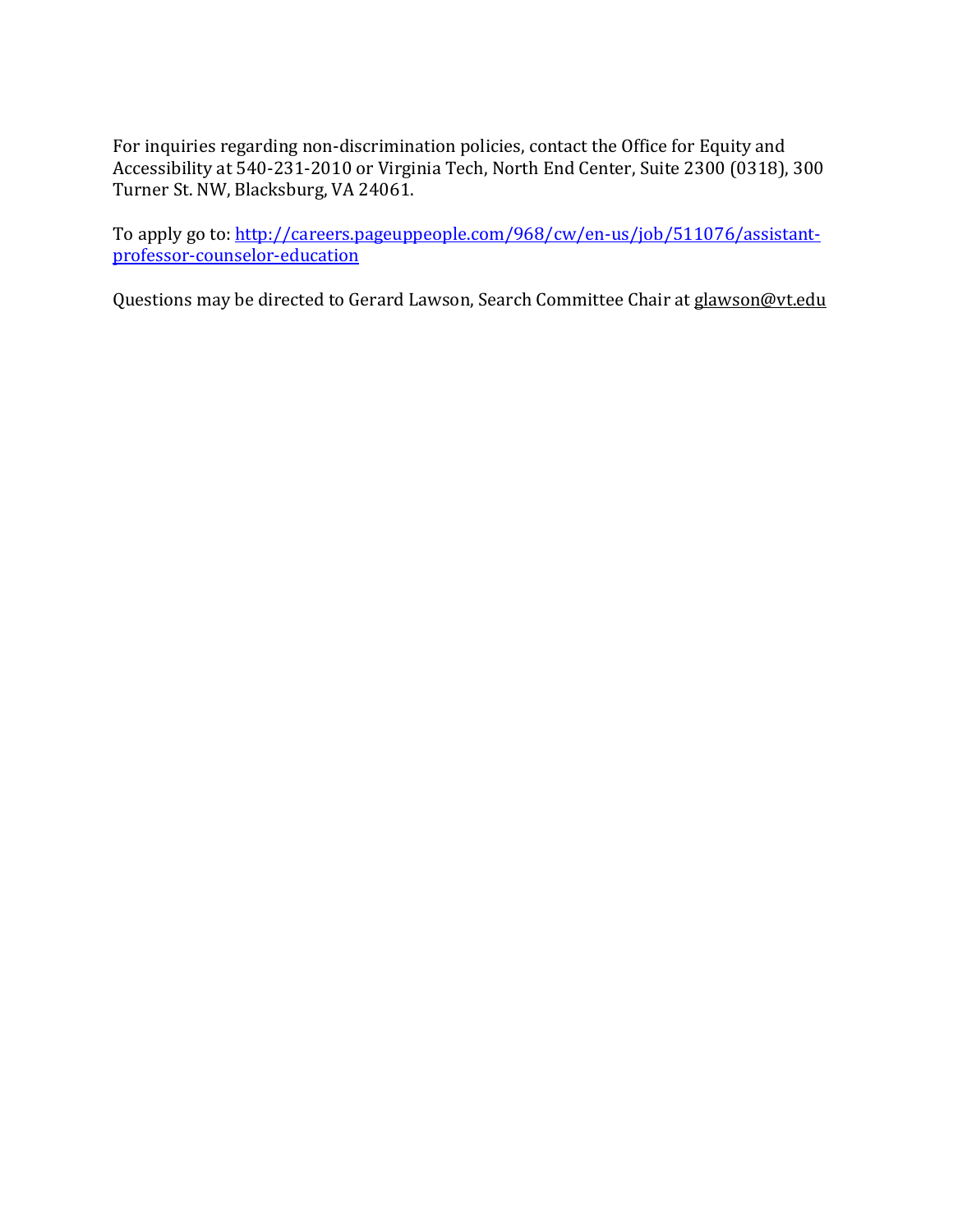For inquiries regarding non-discrimination policies, contact the Office for Equity and Accessibility at 540-231-2010 or Virginia Tech, North End Center, Suite 2300 (0318), 300 Turner St. NW, Blacksburg, VA 24061.

To apply go to: [http://careers.pageuppeople.com/968/cw/en-us/job/511076/assistant-professor-counselor-education](http://careers.pageuppeople.com/968/cw/en-us/job/511076/assistant-professor-counselor-education)

Questions may be directed to Gerard Lawson, Search Committee Chair at glawson@vt.edu